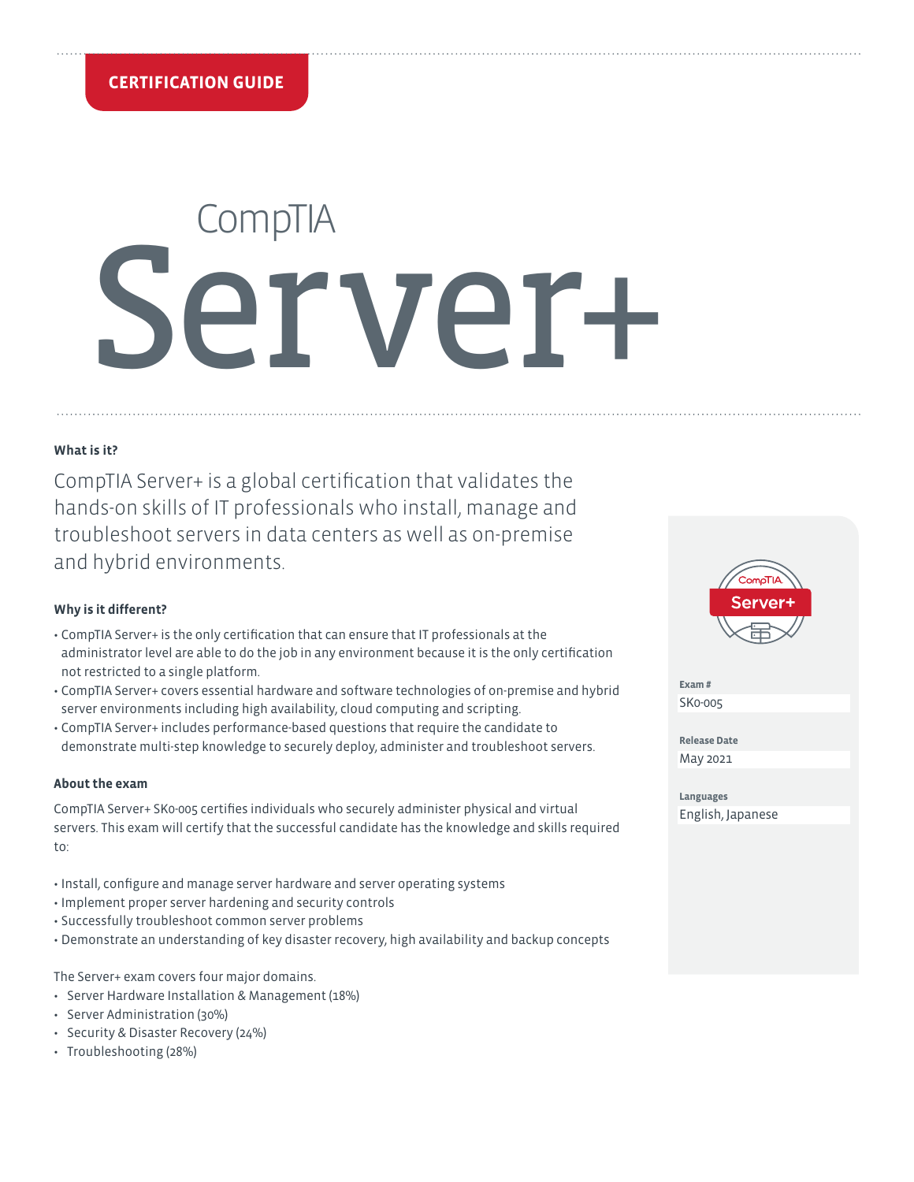CERTIFICATION GUIDE

# CompTIA Server+

### What is it?

CompTIA Server+ is a global certification that validates the hands-on skills of IT professionals who install, manage and troubleshoot servers in data centers as well as on-premise and hybrid environments.

### Why is it different?

- CompTIA Server+ is the only certification that can ensure that IT professionals at the administrator level are able to do the job in any environment because it is the only certification not restricted to a single platform.
- CompTIA Server+ covers essential hardware and software technologies of on-premise and hybrid server environments including high availability, cloud computing and scripting.
- CompTIA Server+ includes performance-based questions that require the candidate to demonstrate multi-step knowledge to securely deploy, administer and troubleshoot servers.

### About the exam

CompTIA Server+ SK0-005 certifies individuals who securely administer physical and virtual servers. This exam will certify that the successful candidate has the knowledge and skills required to:

- Install, configure and manage server hardware and server operating systems
- Implement proper server hardening and security controls
- Successfully troubleshoot common server problems
- Demonstrate an understanding of key disaster recovery, high availability and backup concepts

The Server+ exam covers four major domains.

- Server Hardware Installation & Management (18%)
- Server Administration (30%)
- Security & Disaster Recovery (24%)
- Troubleshooting (28%)

**Exam #**
SK0-005

**Release Date**
May 2021

**Languages**
English, Japanese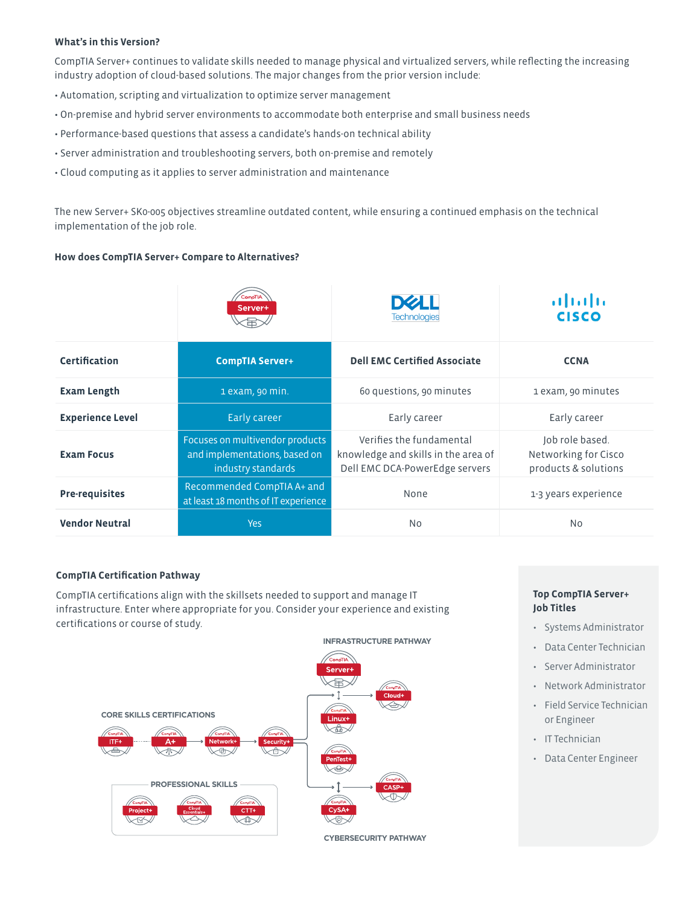**What's in this Version?**

CompTIA Server+ continues to validate skills needed to manage physical and virtualized servers, while reflecting the increasing industry adoption of cloud-based solutions. The major changes from the prior version include:

- Automation, scripting and virtualization to optimize server management
- On-premise and hybrid server environments to accommodate both enterprise and small business needs
- Performance-based questions that assess a candidate's hands-on technical ability
- Server administration and troubleshooting servers, both on-premise and remotely
- Cloud computing as it applies to server administration and maintenance

The new Server+ SK0-005 objectives streamline outdated content, while ensuring a continued emphasis on the technical implementation of the job role.

**How does CompTIA Server+ Compare to Alternatives?**

| | CompTIA Server+ | Dell Technologies | Cisco |
|---|---|---|---|
| **Certification** | **CompTIA Server+** | **Dell EMC Certified Associate** | **CCNA** |
| **Exam Length** | 1 exam, 90 min. | 60 questions, 90 minutes | 1 exam, 90 minutes |
| **Experience Level** | Early career | Early career | Early career |
| **Exam Focus** | Focuses on multivendor products and implementations, based on industry standards | Verifies the fundamental knowledge and skills in the area of Dell EMC DCA-PowerEdge servers | Job role based. Networking for Cisco products & solutions |
| **Pre-requisites** | Recommended CompTIA A+ and at least 18 months of IT experience | None | 1-3 years experience |
| **Vendor Neutral** | Yes | No | No |

**CompTIA Certification Pathway**

CompTIA certifications align with the skillsets needed to support and manage IT infrastructure. Enter where appropriate for you. Consider your experience and existing certifications or course of study.

CORE SKILLS CERTIFICATIONS: ITF+ → A+ → Network+ → Security+

INFRASTRUCTURE PATHWAY: Server+, Cloud+, Linux+

CYBERSECURITY PATHWAY: PenTest+, CASP+, CySA+

PROFESSIONAL SKILLS: Project+, Cloud Essentials+, CTT+

**Top CompTIA Server+ Job Titles**

- Systems Administrator
- Data Center Technician
- Server Administrator
- Network Administrator
- Field Service Technician or Engineer
- IT Technician
- Data Center Engineer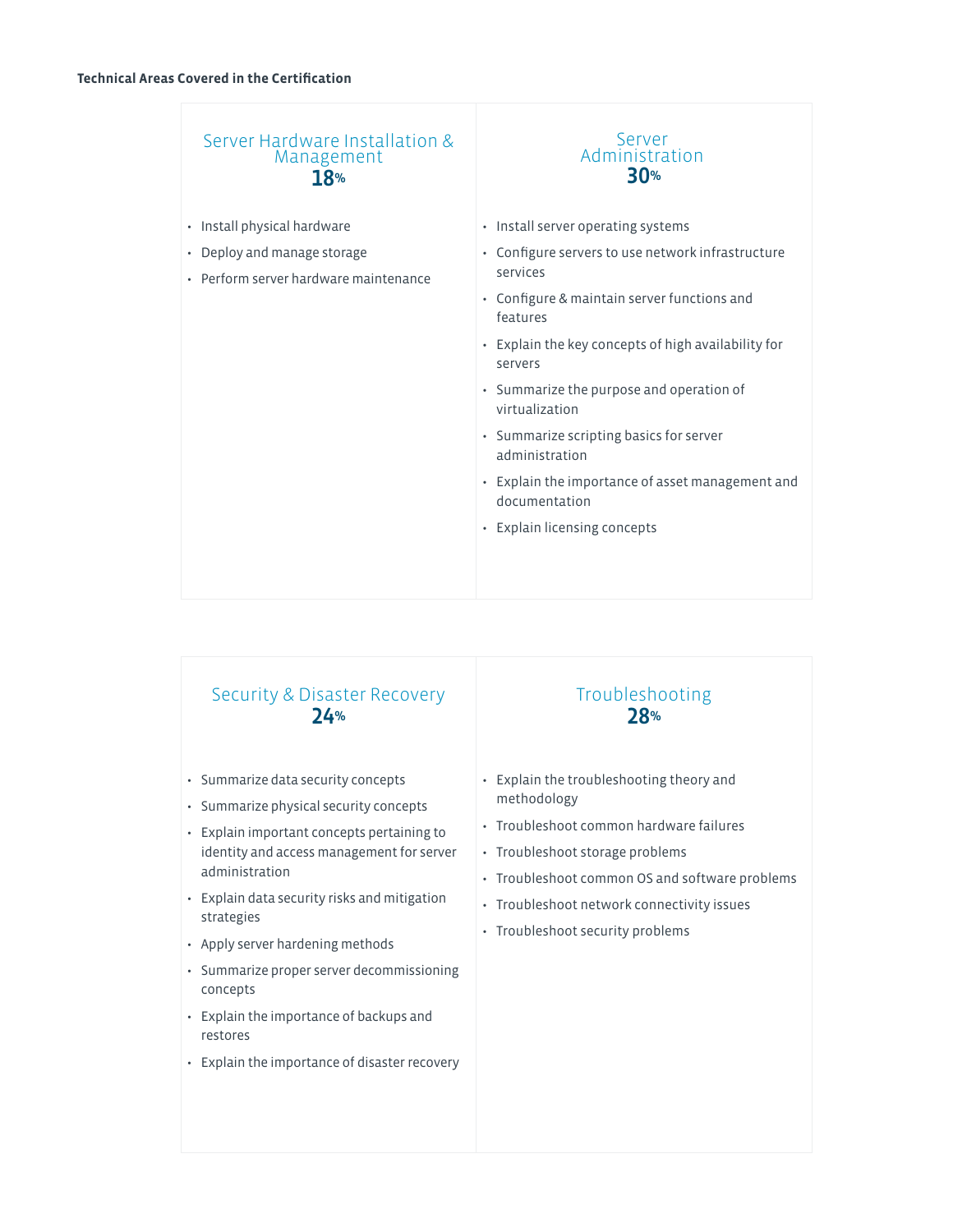**Technical Areas Covered in the Certification**

### Server Hardware Installation & Management
**18%**

- Install physical hardware
- Deploy and manage storage
- Perform server hardware maintenance

### Server Administration
**30%**

- Install server operating systems
- Configure servers to use network infrastructure services
- Configure & maintain server functions and features
- Explain the key concepts of high availability for servers
- Summarize the purpose and operation of virtualization
- Summarize scripting basics for server administration
- Explain the importance of asset management and documentation
- Explain licensing concepts

### Security & Disaster Recovery
**24%**

- Summarize data security concepts
- Summarize physical security concepts
- Explain important concepts pertaining to identity and access management for server administration
- Explain data security risks and mitigation strategies
- Apply server hardening methods
- Summarize proper server decommissioning concepts
- Explain the importance of backups and restores
- Explain the importance of disaster recovery

### Troubleshooting
**28%**

- Explain the troubleshooting theory and methodology
- Troubleshoot common hardware failures
- Troubleshoot storage problems
- Troubleshoot common OS and software problems
- Troubleshoot network connectivity issues
- Troubleshoot security problems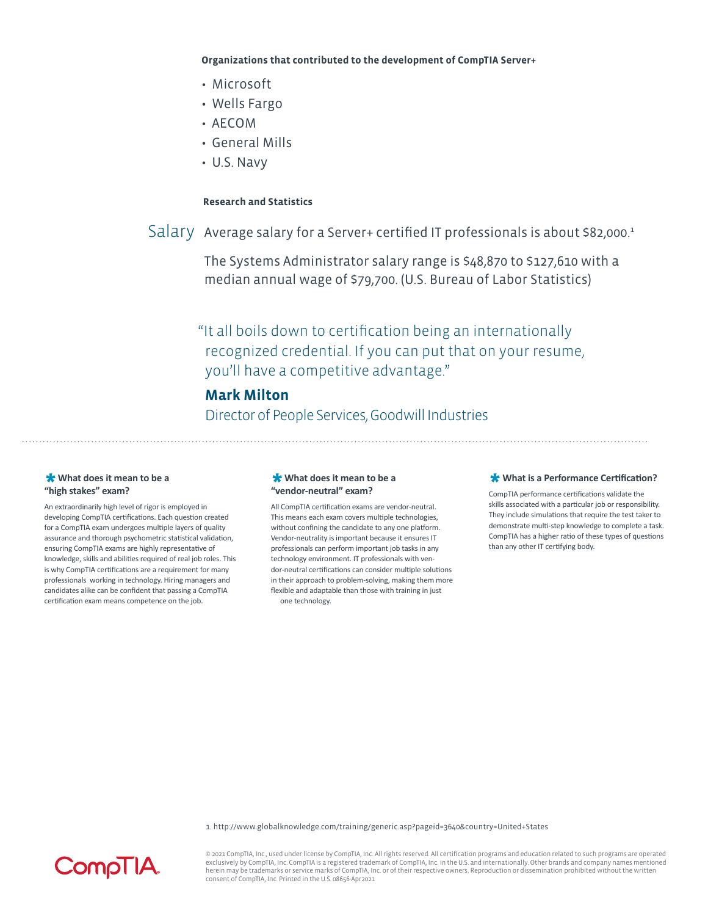**Organizations that contributed to the development of CompTIA Server+**

- Microsoft
- Wells Fargo
- AECOM
- General Mills
- U.S. Navy

**Research and Statistics**

Salary

Average salary for a Server+ certified IT professionals is about $82,000.[1]

The Systems Administrator salary range is $48,870 to $127,610 with a median annual wage of $79,700. (U.S. Bureau of Labor Statistics)

"It all boils down to certification being an internationally recognized credential. If you can put that on your resume, you'll have a competitive advantage."

**Mark Milton**

Director of People Services, Goodwill Industries

---

### What does it mean to be a "high stakes" exam?

An extraordinarily high level of rigor is employed in developing CompTIA certifications. Each question created for a CompTIA exam undergoes multiple layers of quality assurance and thorough psychometric statistical validation, ensuring CompTIA exams are highly representative of knowledge, skills and abilities required of real job roles. This is why CompTIA certifications are a requirement for many professionals working in technology. Hiring managers and candidates alike can be confident that passing a CompTIA certification exam means competence on the job.

### What does it mean to be a "vendor-neutral" exam?

All CompTIA certification exams are vendor-neutral. This means each exam covers multiple technologies, without confining the candidate to any one platform. Vendor-neutrality is important because it ensures IT professionals can perform important job tasks in any technology environment. IT professionals with vendor-neutral certifications can consider multiple solutions in their approach to problem-solving, making them more flexible and adaptable than those with training in just one technology.

### What is a Performance Certification?

CompTIA performance certifications validate the skills associated with a particular job or responsibility. They include simulations that require the test taker to demonstrate multi-step knowledge to complete a task. CompTIA has a higher ratio of these types of questions than any other IT certifying body.

1. http://www.globalknowledge.com/training/generic.asp?pageid=3640&country=United+States

CompTIA

© 2021 CompTIA, Inc., used under license by CompTIA, Inc. All rights reserved. All certification programs and education related to such programs are operated exclusively by CompTIA, Inc. CompTIA is a registered trademark of CompTIA, Inc. in the U.S. and internationally. Other brands and company names mentioned herein may be trademarks or service marks of CompTIA, Inc. or of their respective owners. Reproduction or dissemination prohibited without the written consent of CompTIA, Inc. Printed in the U.S. 08656-Apr2021